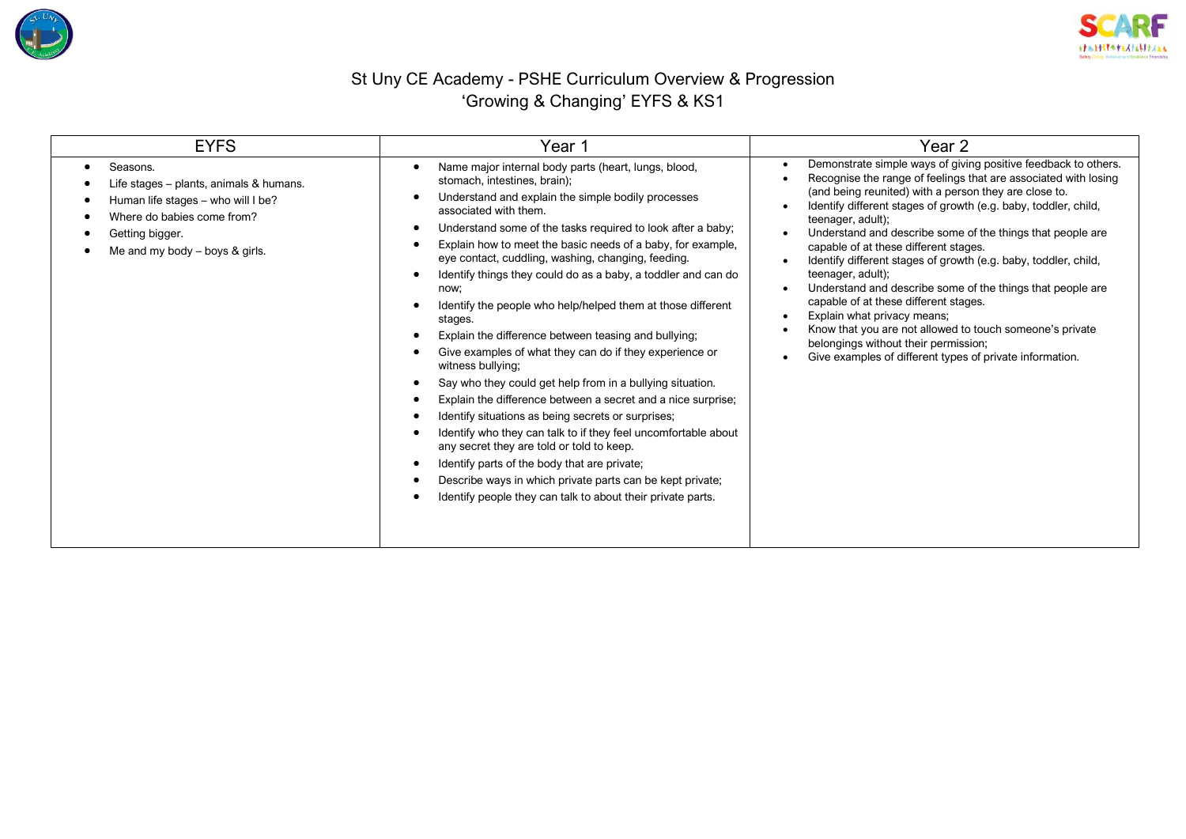# St Uny CE Academy - PSHE Curriculum Overview & Progression
## 'Growing & Changing' EYFS & KS1

| EYFS | Year 1 | Year 2 |
|---|---|---|
| • Seasons.<br>• Life stages – plants, animals & humans.<br>• Human life stages – who will I be?<br>• Where do babies come from?<br>• Getting bigger.<br>• Me and my body – boys & girls. | • Name major internal body parts (heart, lungs, blood, stomach, intestines, brain);<br>• Understand and explain the simple bodily processes associated with them.<br>• Understand some of the tasks required to look after a baby;<br>• Explain how to meet the basic needs of a baby, for example, eye contact, cuddling, washing, changing, feeding.<br>• Identify things they could do as a baby, a toddler and can do now;<br>• Identify the people who help/helped them at those different stages.<br>• Explain the difference between teasing and bullying;<br>• Give examples of what they can do if they experience or witness bullying;<br>• Say who they could get help from in a bullying situation.<br>• Explain the difference between a secret and a nice surprise;<br>• Identify situations as being secrets or surprises;<br>• Identify who they can talk to if they feel uncomfortable about any secret they are told or told to keep.<br>• Identify parts of the body that are private;<br>• Describe ways in which private parts can be kept private;<br>• Identify people they can talk to about their private parts. | • Demonstrate simple ways of giving positive feedback to others.<br>• Recognise the range of feelings that are associated with losing (and being reunited) with a person they are close to.<br>• Identify different stages of growth (e.g. baby, toddler, child, teenager, adult);<br>• Understand and describe some of the things that people are capable of at these different stages.<br>• Identify different stages of growth (e.g. baby, toddler, child, teenager, adult);<br>• Understand and describe some of the things that people are capable of at these different stages.<br>• Explain what privacy means;<br>• Know that you are not allowed to touch someone's private belongings without their permission;<br>• Give examples of different types of private information. |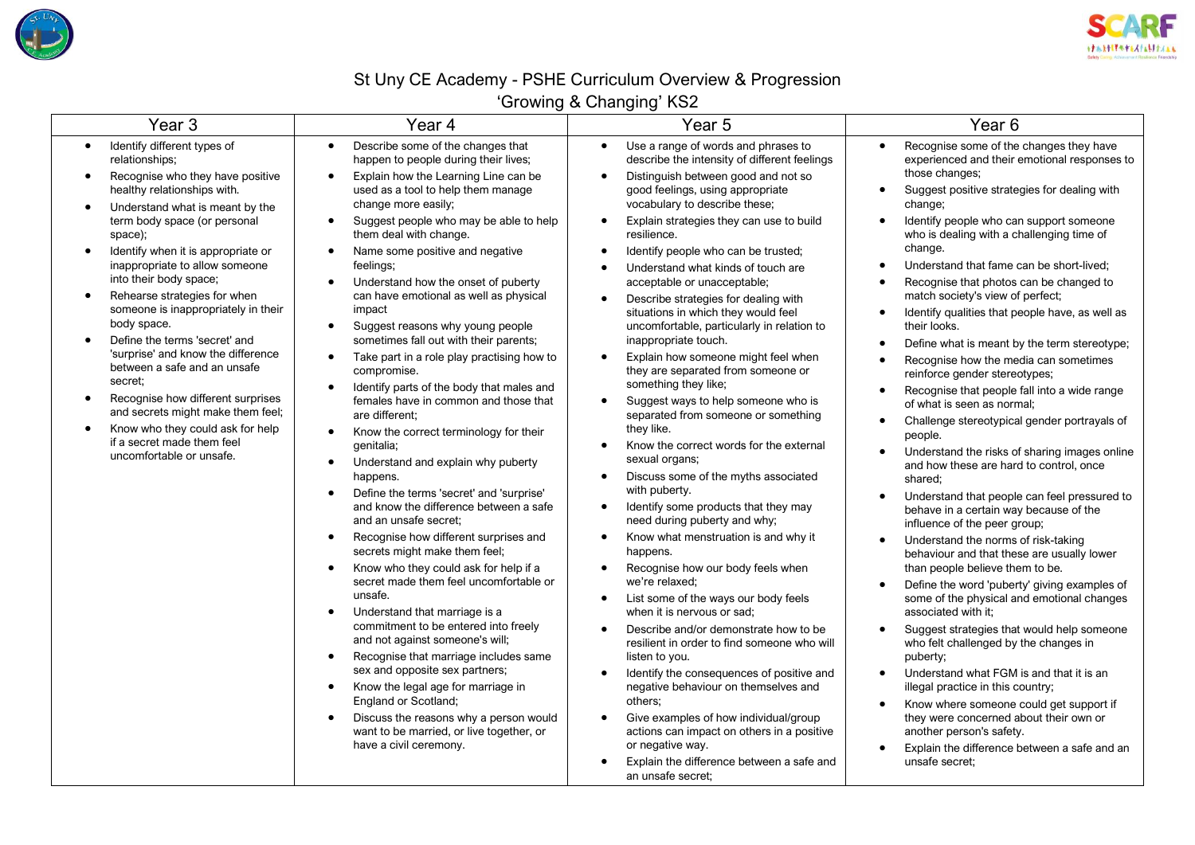# St Uny CE Academy - PSHE Curriculum Overview & Progression

## 'Growing & Changing' KS2

| Year 3 | Year 4 | Year 5 | Year 6 |
|---|---|---|---|
| • Identify different types of relationships;<br>• Recognise who they have positive healthy relationships with.<br>• Understand what is meant by the term body space (or personal space);<br>• Identify when it is appropriate or inappropriate to allow someone into their body space;<br>• Rehearse strategies for when someone is inappropriately in their body space.<br>• Define the terms 'secret' and 'surprise' and know the difference between a safe and an unsafe secret;<br>• Recognise how different surprises and secrets might make them feel;<br>• Know who they could ask for help if a secret made them feel uncomfortable or unsafe. | • Describe some of the changes that happen to people during their lives;<br>• Explain how the Learning Line can be used as a tool to help them manage change more easily;<br>• Suggest people who may be able to help them deal with change.<br>• Name some positive and negative feelings;<br>• Understand how the onset of puberty can have emotional as well as physical impact<br>• Suggest reasons why young people sometimes fall out with their parents;<br>• Take part in a role play practising how to compromise.<br>• Identify parts of the body that males and females have in common and those that are different;<br>• Know the correct terminology for their genitalia;<br>• Understand and explain why puberty happens.<br>• Define the terms 'secret' and 'surprise' and know the difference between a safe and an unsafe secret;<br>• Recognise how different surprises and secrets might make them feel;<br>• Know who they could ask for help if a secret made them feel uncomfortable or unsafe.<br>• Understand that marriage is a commitment to be entered into freely and not against someone's will;<br>• Recognise that marriage includes same sex and opposite sex partners;<br>• Know the legal age for marriage in England or Scotland;<br>• Discuss the reasons why a person would want to be married, or live together, or have a civil ceremony. | • Use a range of words and phrases to describe the intensity of different feelings<br>• Distinguish between good and not so good feelings, using appropriate vocabulary to describe these;<br>• Explain strategies they can use to build resilience.<br>• Identify people who can be trusted;<br>• Understand what kinds of touch are acceptable or unacceptable;<br>• Describe strategies for dealing with situations in which they would feel uncomfortable, particularly in relation to inappropriate touch.<br>• Explain how someone might feel when they are separated from someone or something they like.<br>• Suggest ways to help someone who is separated from someone or something they like.<br>• Know the correct words for the external sexual organs;<br>• Discuss some of the myths associated with puberty.<br>• Identify some products that they may need during puberty and why;<br>• Know what menstruation is and why it happens.<br>• Recognise how our body feels when we're relaxed;<br>• List some of the ways our body feels when it is nervous or sad;<br>• Describe and/or demonstrate how to be resilient in order to find someone who will listen to you.<br>• Identify the consequences of positive and negative behaviour on themselves and others;<br>• Give examples of how individual/group actions can impact on others in a positive or negative way.<br>• Explain the difference between a safe and an unsafe secret; | • Recognise some of the changes they have experienced and their emotional responses to those changes;<br>• Suggest positive strategies for dealing with change;<br>• Identify people who can support someone who is dealing with a challenging time of change.<br>• Understand that fame can be short-lived;<br>• Recognise that photos can be changed to match society's view of perfect;<br>• Identify qualities that people have, as well as their looks.<br>• Define what is meant by the term stereotype;<br>• Recognise how the media can sometimes reinforce gender stereotypes;<br>• Recognise that people fall into a wide range of what is seen as normal;<br>• Challenge stereotypical gender portrayals of people.<br>• Understand the risks of sharing images online and how these are hard to control, once shared;<br>• Understand that people can feel pressured to behave in a certain way because of the influence of the peer group;<br>• Understand the norms of risk-taking behaviour and that these are usually lower than people believe them to be.<br>• Define the word 'puberty' giving examples of some of the physical and emotional changes associated with it;<br>• Suggest strategies that would help someone who felt challenged by the changes in puberty;<br>• Understand what FGM is and that it is an illegal practice in this country;<br>• Know where someone could get support if they were concerned about their own or another person's safety.<br>• Explain the difference between a safe and an unsafe secret; |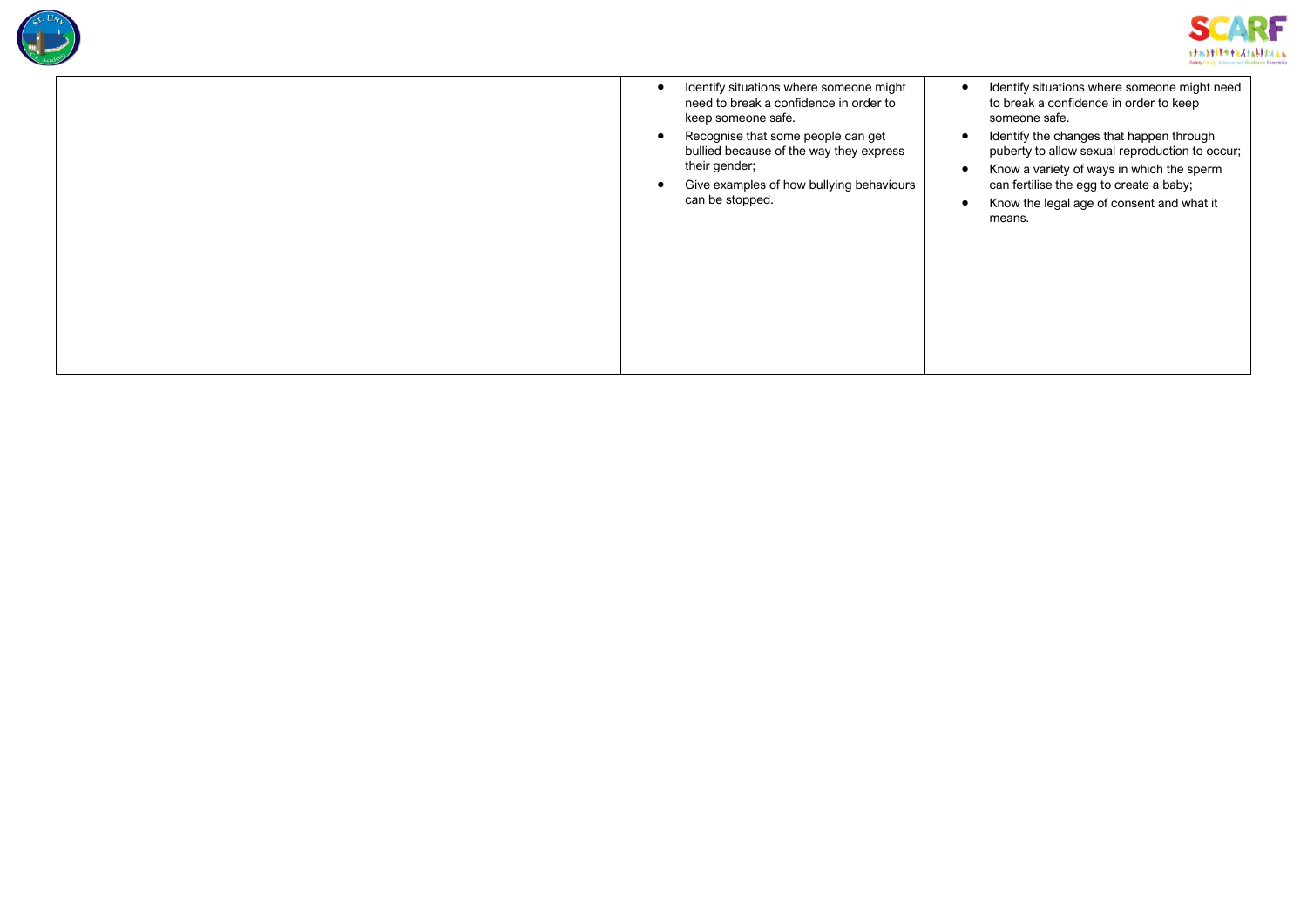| | | | |
|---|---|---|---|
| | | • Identify situations where someone might need to break a confidence in order to keep someone safe.<br>• Recognise that some people can get bullied because of the way they express their gender;<br>• Give examples of how bullying behaviours can be stopped. | • Identify situations where someone might need to break a confidence in order to keep someone safe.<br>• Identify the changes that happen through puberty to allow sexual reproduction to occur;<br>• Know a variety of ways in which the sperm can fertilise the egg to create a baby;<br>• Know the legal age of consent and what it means. |